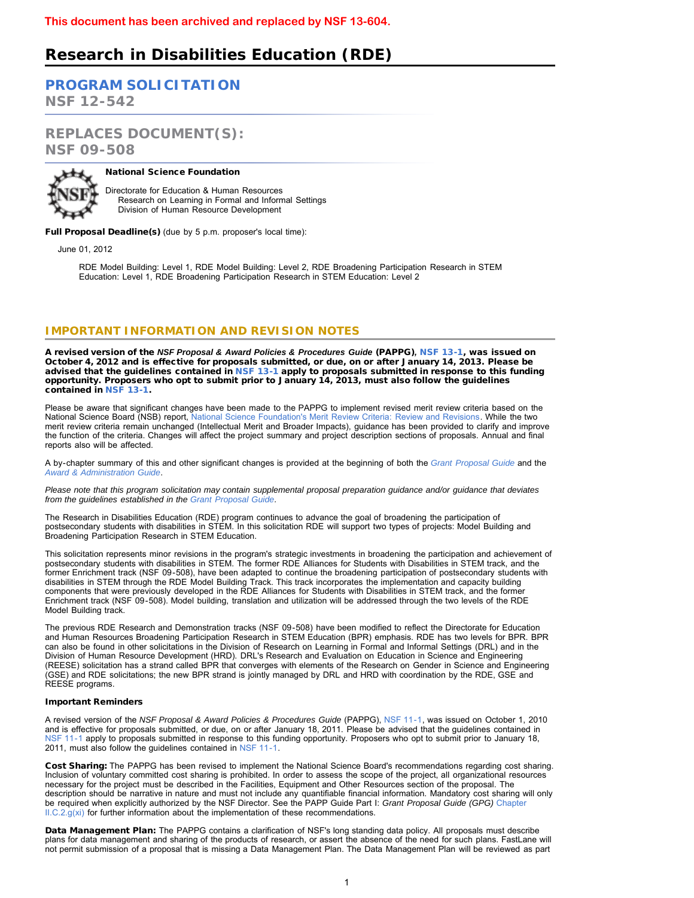**This document has been archived and replaced by NSF 13-604.**

# Research in Disabilities Education (RDE)

## PROGRAM SOLICITATION
NSF 12-542

## REPLACES DOCUMENT(S):
NSF 09-508

**National Science Foundation**

Directorate for Education & Human Resources
   Research on Learning in Formal and Informal Settings
   Division of Human Resource Development

**Full Proposal Deadline(s)** (due by 5 p.m. proposer's local time):

June 01, 2012

RDE Model Building: Level 1, RDE Model Building: Level 2, RDE Broadening Participation Research in STEM Education: Level 1, RDE Broadening Participation Research in STEM Education: Level 2

## IMPORTANT INFORMATION AND REVISION NOTES

**A revised version of the *NSF Proposal & Award Policies & Procedures Guide* (PAPPG), NSF 13-1, was issued on October 4, 2012 and is effective for proposals submitted, or due, on or after January 14, 2013. Please be advised that the guidelines contained in NSF 13-1 apply to proposals submitted in response to this funding opportunity. Proposers who opt to submit prior to January 14, 2013, must also follow the guidelines contained in NSF 13-1.**

Please be aware that significant changes have been made to the PAPPG to implement revised merit review criteria based on the National Science Board (NSB) report, National Science Foundation's Merit Review Criteria: Review and Revisions. While the two merit review criteria remain unchanged (Intellectual Merit and Broader Impacts), guidance has been provided to clarify and improve the function of the criteria. Changes will affect the project summary and project description sections of proposals. Annual and final reports also will be affected.

A by-chapter summary of this and other significant changes is provided at the beginning of both the *Grant Proposal Guide* and the *Award & Administration Guide*.

*Please note that this program solicitation may contain supplemental proposal preparation guidance and/or guidance that deviates from the guidelines established in the Grant Proposal Guide.*

The Research in Disabilities Education (RDE) program continues to advance the goal of broadening the participation of postsecondary students with disabilities in STEM. In this solicitation RDE will support two types of projects: Model Building and Broadening Participation Research in STEM Education.

This solicitation represents minor revisions in the program's strategic investments in broadening the participation and achievement of postsecondary students with disabilities in STEM. The former RDE Alliances for Students with Disabilities in STEM track, and the former Enrichment track (NSF 09-508), have been adapted to continue the broadening participation of postsecondary students with disabilities in STEM through the RDE Model Building Track. This track incorporates the implementation and capacity building components that were previously developed in the RDE Alliances for Students with Disabilities in STEM track, and the former Enrichment track (NSF 09-508). Model building, translation and utilization will be addressed through the two levels of the RDE Model Building track.

The previous RDE Research and Demonstration tracks (NSF 09-508) have been modified to reflect the Directorate for Education and Human Resources Broadening Participation Research in STEM Education (BPR) emphasis. RDE has two levels for BPR. BPR can also be found in other solicitations in the Division of Research on Learning in Formal and Informal Settings (DRL) and in the Division of Human Resource Development (HRD). DRL's Research and Evaluation on Education in Science and Engineering (REESE) solicitation has a strand called BPR that converges with elements of the Research on Gender in Science and Engineering (GSE) and RDE solicitations; the new BPR strand is jointly managed by DRL and HRD with coordination by the RDE, GSE and REESE programs.

### Important Reminders

A revised version of the *NSF Proposal & Award Policies & Procedures Guide* (PAPPG), NSF 11-1, was issued on October 1, 2010 and is effective for proposals submitted, or due, on or after January 18, 2011. Please be advised that the guidelines contained in NSF 11-1 apply to proposals submitted in response to this funding opportunity. Proposers who opt to submit prior to January 18, 2011, must also follow the guidelines contained in NSF 11-1.

**Cost Sharing:** The PAPPG has been revised to implement the National Science Board's recommendations regarding cost sharing. Inclusion of voluntary committed cost sharing is prohibited. In order to assess the scope of the project, all organizational resources necessary for the project must be described in the Facilities, Equipment and Other Resources section of the proposal. The description should be narrative in nature and must not include any quantifiable financial information. Mandatory cost sharing will only be required when explicitly authorized by the NSF Director. See the PAPP Guide Part I: *Grant Proposal Guide (GPG)* Chapter II.C.2.g(xi) for further information about the implementation of these recommendations.

**Data Management Plan:** The PAPPG contains a clarification of NSF's long standing data policy. All proposals must describe plans for data management and sharing of the products of research, or assert the absence of the need for such plans. FastLane will not permit submission of a proposal that is missing a Data Management Plan. The Data Management Plan will be reviewed as part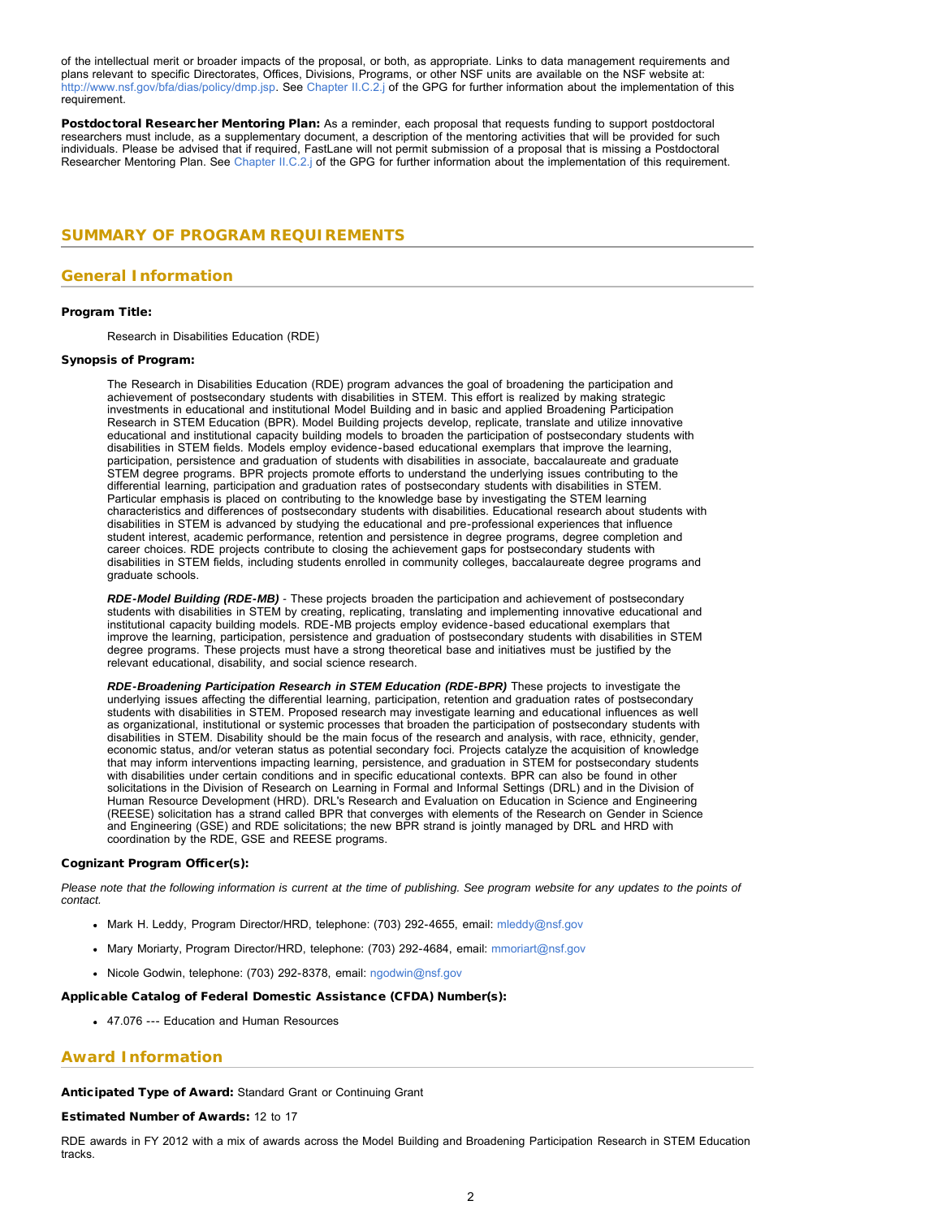of the intellectual merit or broader impacts of the proposal, or both, as appropriate. Links to data management requirements and plans relevant to specific Directorates, Offices, Divisions, Programs, or other NSF units are available on the NSF website at: http://www.nsf.gov/bfa/dias/policy/dmp.jsp. See Chapter II.C.2.j of the GPG for further information about the implementation of this requirement.

**Postdoctoral Researcher Mentoring Plan:** As a reminder, each proposal that requests funding to support postdoctoral researchers must include, as a supplementary document, a description of the mentoring activities that will be provided for such individuals. Please be advised that if required, FastLane will not permit submission of a proposal that is missing a Postdoctoral Researcher Mentoring Plan. See Chapter II.C.2.j of the GPG for further information about the implementation of this requirement.

## SUMMARY OF PROGRAM REQUIREMENTS

### General Information

**Program Title:**

Research in Disabilities Education (RDE)

**Synopsis of Program:**

The Research in Disabilities Education (RDE) program advances the goal of broadening the participation and achievement of postsecondary students with disabilities in STEM. This effort is realized by making strategic investments in educational and institutional Model Building and in basic and applied Broadening Participation Research in STEM Education (BPR). Model Building projects develop, replicate, translate and utilize innovative educational and institutional capacity building models to broaden the participation of postsecondary students with disabilities in STEM fields. Models employ evidence-based educational exemplars that improve the learning, participation, persistence and graduation of students with disabilities in associate, baccalaureate and graduate STEM degree programs. BPR projects promote efforts to understand the underlying issues contributing to the differential learning, participation and graduation rates of postsecondary students with disabilities in STEM. Particular emphasis is placed on contributing to the knowledge base by investigating the STEM learning characteristics and differences of postsecondary students with disabilities. Educational research about students with disabilities in STEM is advanced by studying the educational and pre-professional experiences that influence student interest, academic performance, retention and persistence in degree programs, degree completion and career choices. RDE projects contribute to closing the achievement gaps for postsecondary students with disabilities in STEM fields, including students enrolled in community colleges, baccalaureate degree programs and graduate schools.

***RDE-Model Building (RDE-MB)*** - These projects broaden the participation and achievement of postsecondary students with disabilities in STEM by creating, replicating, translating and implementing innovative educational and institutional capacity building models. RDE-MB projects employ evidence-based educational exemplars that improve the learning, participation, persistence and graduation of postsecondary students with disabilities in STEM degree programs. These projects must have a strong theoretical base and initiatives must be justified by the relevant educational, disability, and social science research.

***RDE-Broadening Participation Research in STEM Education (RDE-BPR)*** These projects to investigate the underlying issues affecting the differential learning, participation, retention and graduation rates of postsecondary students with disabilities in STEM. Proposed research may investigate learning and educational influences as well as organizational, institutional or systemic processes that broaden the participation of postsecondary students with disabilities in STEM. Disability should be the main focus of the research and analysis, with race, ethnicity, gender, economic status, and/or veteran status as potential secondary foci. Projects catalyze the acquisition of knowledge that may inform interventions impacting learning, persistence, and graduation in STEM for postsecondary students with disabilities under certain conditions and in specific educational contexts. BPR can also be found in other solicitations in the Division of Research on Learning in Formal and Informal Settings (DRL) and in the Division of Human Resource Development (HRD). DRL's Research and Evaluation on Education in Science and Engineering (REESE) solicitation has a strand called BPR that converges with elements of the Research on Gender in Science and Engineering (GSE) and RDE solicitations; the new BPR strand is jointly managed by DRL and HRD with coordination by the RDE, GSE and REESE programs.

**Cognizant Program Officer(s):**

*Please note that the following information is current at the time of publishing. See program website for any updates to the points of contact.*

- Mark H. Leddy, Program Director/HRD, telephone: (703) 292-4655, email: mleddy@nsf.gov
- Mary Moriarty, Program Director/HRD, telephone: (703) 292-4684, email: mmoriart@nsf.gov
- Nicole Godwin, telephone: (703) 292-8378, email: ngodwin@nsf.gov

**Applicable Catalog of Federal Domestic Assistance (CFDA) Number(s):**

- 47.076 --- Education and Human Resources

### Award Information

**Anticipated Type of Award:** Standard Grant or Continuing Grant

**Estimated Number of Awards:** 12 to 17

RDE awards in FY 2012 with a mix of awards across the Model Building and Broadening Participation Research in STEM Education tracks.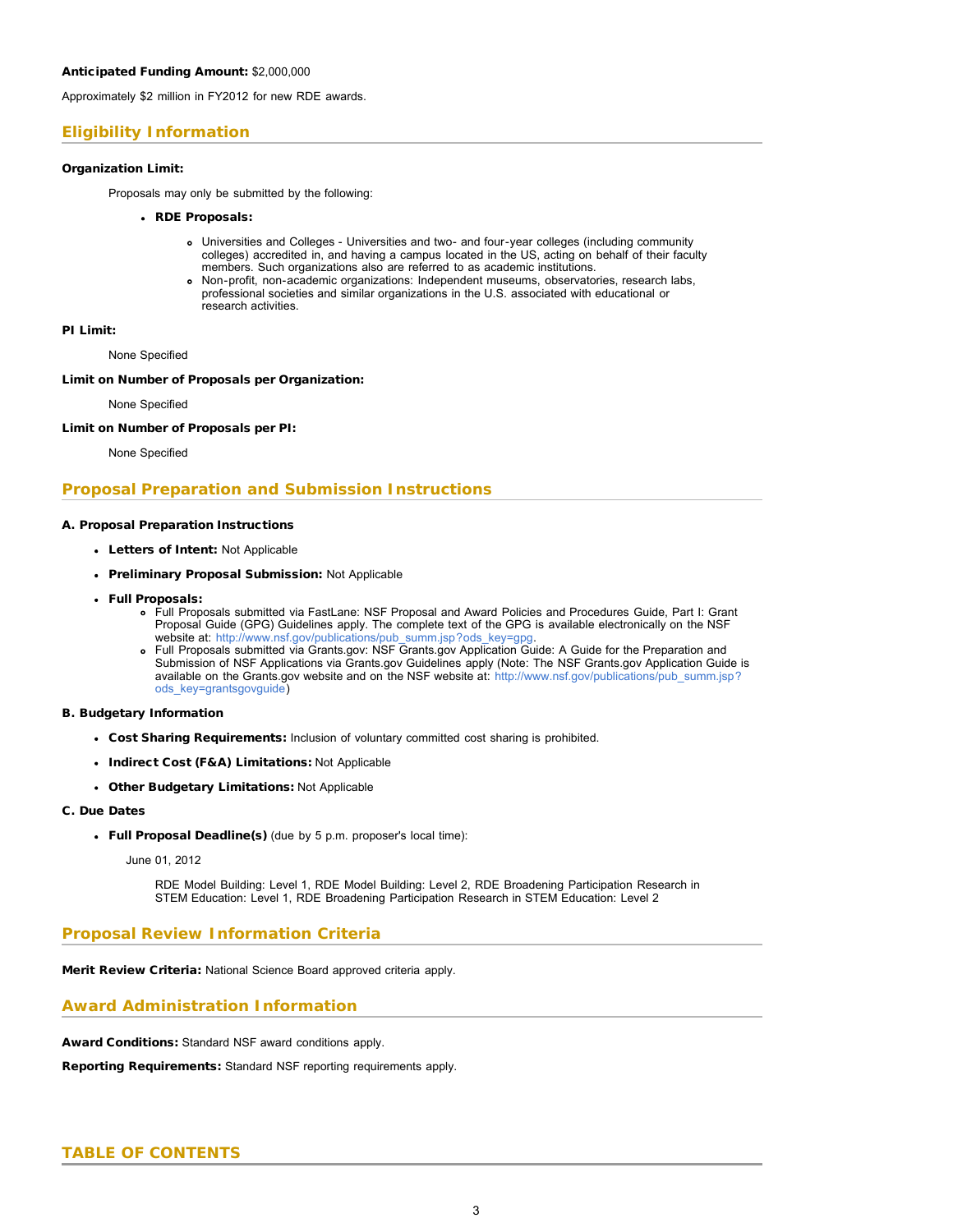**Anticipated Funding Amount:** $2,000,000

Approximately $2 million in FY2012 for new RDE awards.

## Eligibility Information

**Organization Limit:**

Proposals may only be submitted by the following:

- **RDE Proposals:**
  - Universities and Colleges - Universities and two- and four-year colleges (including community colleges) accredited in, and having a campus located in the US, acting on behalf of their faculty members. Such organizations also are referred to as academic institutions.
  - Non-profit, non-academic organizations: Independent museums, observatories, research labs, professional societies and similar organizations in the U.S. associated with educational or research activities.

**PI Limit:**

None Specified

**Limit on Number of Proposals per Organization:**

None Specified

**Limit on Number of Proposals per PI:**

None Specified

## Proposal Preparation and Submission Instructions

**A. Proposal Preparation Instructions**

- **Letters of Intent:** Not Applicable
- **Preliminary Proposal Submission:** Not Applicable
- **Full Proposals:**
  - Full Proposals submitted via FastLane: NSF Proposal and Award Policies and Procedures Guide, Part I: Grant Proposal Guide (GPG) Guidelines apply. The complete text of the GPG is available electronically on the NSF website at: http://www.nsf.gov/publications/pub_summ.jsp?ods_key=gpg.
  - Full Proposals submitted via Grants.gov: NSF Grants.gov Application Guide: A Guide for the Preparation and Submission of NSF Applications via Grants.gov Guidelines apply (Note: The NSF Grants.gov Application Guide is available on the Grants.gov website and on the NSF website at: http://www.nsf.gov/publications/pub_summ.jsp?ods_key=grantsgovguide)

**B. Budgetary Information**

- **Cost Sharing Requirements:** Inclusion of voluntary committed cost sharing is prohibited.
- **Indirect Cost (F&A) Limitations:** Not Applicable
- **Other Budgetary Limitations:** Not Applicable

**C. Due Dates**

- **Full Proposal Deadline(s)** (due by 5 p.m. proposer's local time):

  June 01, 2012

  RDE Model Building: Level 1, RDE Model Building: Level 2, RDE Broadening Participation Research in STEM Education: Level 1, RDE Broadening Participation Research in STEM Education: Level 2

## Proposal Review Information Criteria

**Merit Review Criteria:** National Science Board approved criteria apply.

## Award Administration Information

**Award Conditions:** Standard NSF award conditions apply.

**Reporting Requirements:** Standard NSF reporting requirements apply.

## TABLE OF CONTENTS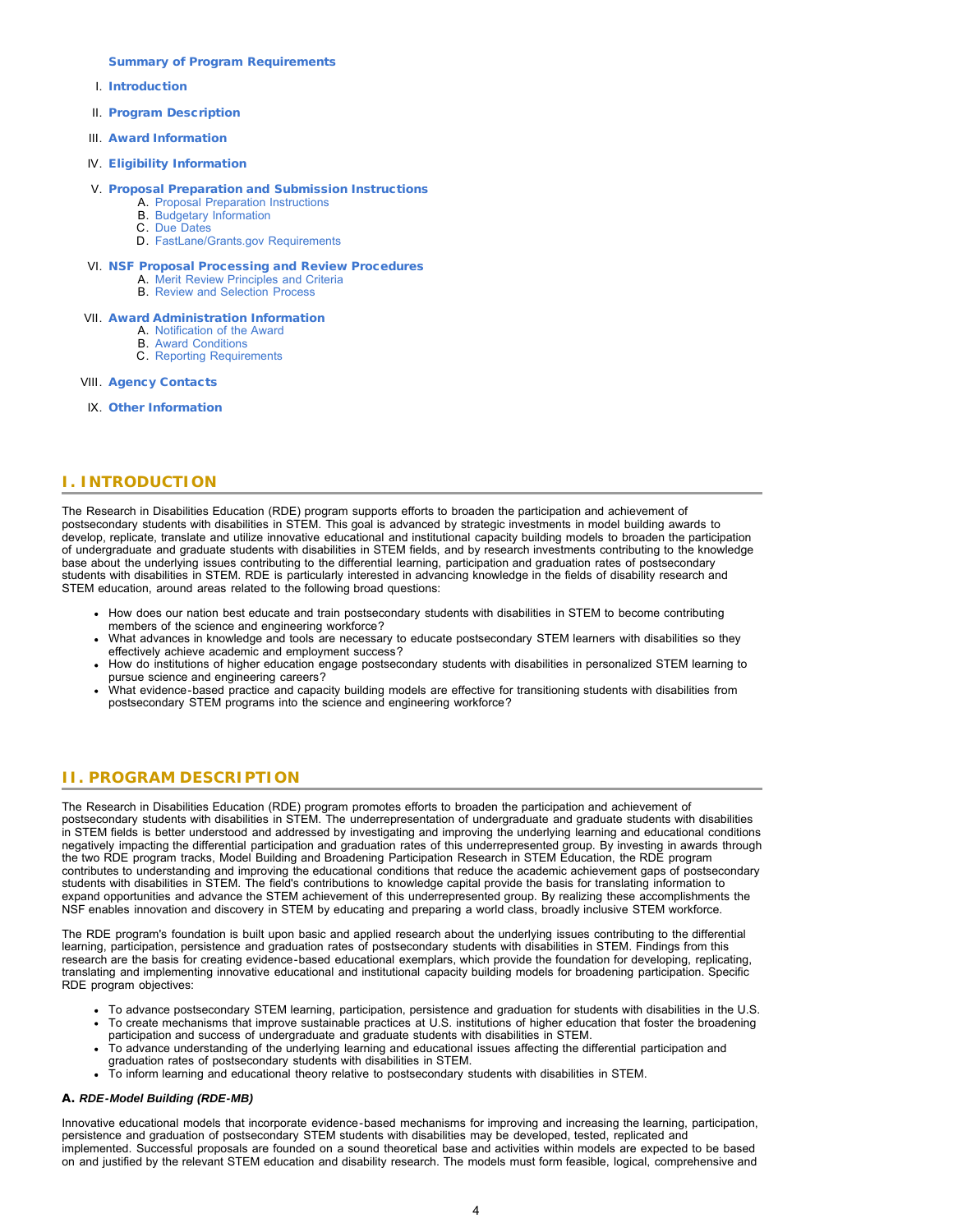**Summary of Program Requirements**

I. **Introduction**

II. **Program Description**

III. **Award Information**

IV. **Eligibility Information**

V. **Proposal Preparation and Submission Instructions**
   A. Proposal Preparation Instructions
   B. Budgetary Information
   C. Due Dates
   D. FastLane/Grants.gov Requirements

VI. **NSF Proposal Processing and Review Procedures**
   A. Merit Review Principles and Criteria
   B. Review and Selection Process

VII. **Award Administration Information**
   A. Notification of the Award
   B. Award Conditions
   C. Reporting Requirements

VIII. **Agency Contacts**

IX. **Other Information**

## I. INTRODUCTION

The Research in Disabilities Education (RDE) program supports efforts to broaden the participation and achievement of postsecondary students with disabilities in STEM. This goal is advanced by strategic investments in model building awards to develop, replicate, translate and utilize innovative educational and institutional capacity building models to broaden the participation of undergraduate and graduate students with disabilities in STEM fields, and by research investments contributing to the knowledge base about the underlying issues contributing to the differential learning, participation and graduation rates of postsecondary students with disabilities in STEM. RDE is particularly interested in advancing knowledge in the fields of disability research and STEM education, around areas related to the following broad questions:

- How does our nation best educate and train postsecondary students with disabilities in STEM to become contributing members of the science and engineering workforce?
- What advances in knowledge and tools are necessary to educate postsecondary STEM learners with disabilities so they effectively achieve academic and employment success?
- How do institutions of higher education engage postsecondary students with disabilities in personalized STEM learning to pursue science and engineering careers?
- What evidence-based practice and capacity building models are effective for transitioning students with disabilities from postsecondary STEM programs into the science and engineering workforce?

## II. PROGRAM DESCRIPTION

The Research in Disabilities Education (RDE) program promotes efforts to broaden the participation and achievement of postsecondary students with disabilities in STEM. The underrepresentation of undergraduate and graduate students with disabilities in STEM fields is better understood and addressed by investigating and improving the underlying learning and educational conditions negatively impacting the differential participation and graduation rates of this underrepresented group. By investing in awards through the two RDE program tracks, Model Building and Broadening Participation Research in STEM Education, the RDE program contributes to understanding and improving the educational conditions that reduce the academic achievement gaps of postsecondary students with disabilities in STEM. The field's contributions to knowledge capital provide the basis for translating information to expand opportunities and advance the STEM achievement of this underrepresented group. By realizing these accomplishments the NSF enables innovation and discovery in STEM by educating and preparing a world class, broadly inclusive STEM workforce.

The RDE program's foundation is built upon basic and applied research about the underlying issues contributing to the differential learning, participation, persistence and graduation rates of postsecondary students with disabilities in STEM. Findings from this research are the basis for creating evidence-based educational exemplars, which provide the foundation for developing, replicating, translating and implementing innovative educational and institutional capacity building models for broadening participation. Specific RDE program objectives:

- To advance postsecondary STEM learning, participation, persistence and graduation for students with disabilities in the U.S.
- To create mechanisms that improve sustainable practices at U.S. institutions of higher education that foster the broadening participation and success of undergraduate and graduate students with disabilities in STEM.
- To advance understanding of the underlying learning and educational issues affecting the differential participation and graduation rates of postsecondary students with disabilities in STEM.
- To inform learning and educational theory relative to postsecondary students with disabilities in STEM.

### A. *RDE-Model Building (RDE-MB)*

Innovative educational models that incorporate evidence-based mechanisms for improving and increasing the learning, participation, persistence and graduation of postsecondary STEM students with disabilities may be developed, tested, replicated and implemented. Successful proposals are founded on a sound theoretical base and activities within models are expected to be based on and justified by the relevant STEM education and disability research. The models must form feasible, logical, comprehensive and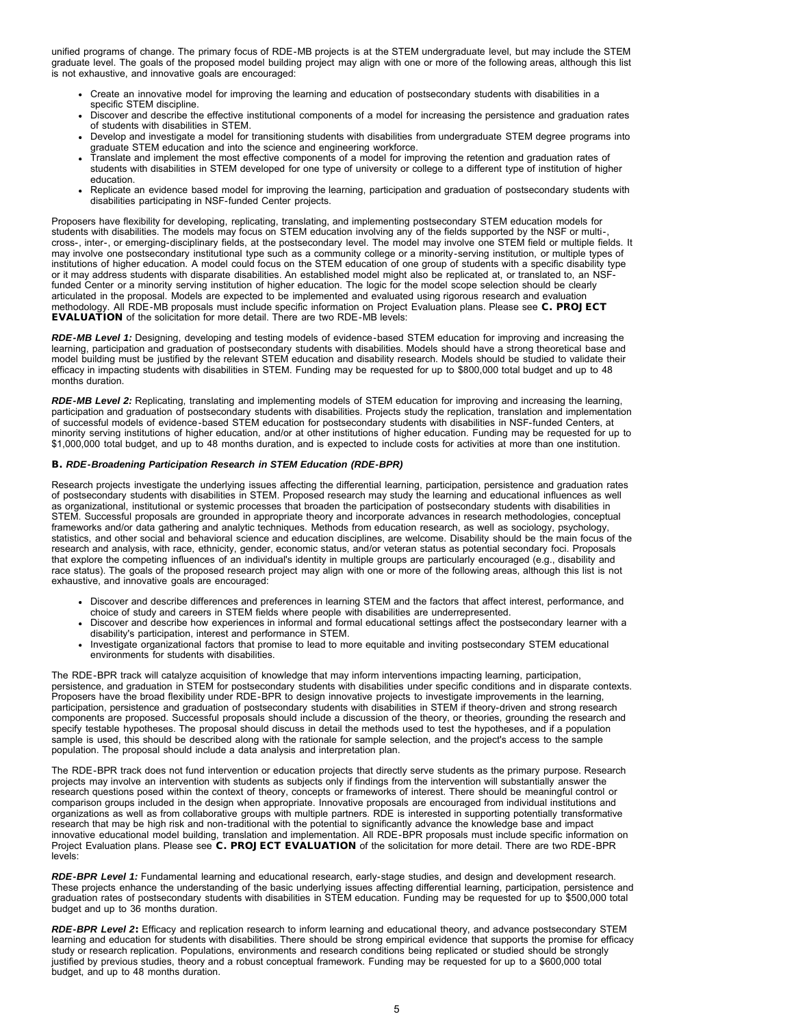unified programs of change. The primary focus of RDE-MB projects is at the STEM undergraduate level, but may include the STEM graduate level. The goals of the proposed model building project may align with one or more of the following areas, although this list is not exhaustive, and innovative goals are encouraged:

- Create an innovative model for improving the learning and education of postsecondary students with disabilities in a specific STEM discipline.
- Discover and describe the effective institutional components of a model for increasing the persistence and graduation rates of students with disabilities in STEM.
- Develop and investigate a model for transitioning students with disabilities from undergraduate STEM degree programs into graduate STEM education and into the science and engineering workforce.
- Translate and implement the most effective components of a model for improving the retention and graduation rates of students with disabilities in STEM developed for one type of university or college to a different type of institution of higher education.
- Replicate an evidence based model for improving the learning, participation and graduation of postsecondary students with disabilities participating in NSF-funded Center projects.

Proposers have flexibility for developing, replicating, translating, and implementing postsecondary STEM education models for students with disabilities. The models may focus on STEM education involving any of the fields supported by the NSF or multi-, cross-, inter-, or emerging-disciplinary fields, at the postsecondary level. The model may involve one STEM field or multiple fields. It may involve one postsecondary institutional type such as a community college or a minority-serving institution, or multiple types of institutions of higher education. A model could focus on the STEM education of one group of students with a specific disability type or it may address students with disparate disabilities. An established model might also be replicated at, or translated to, an NSF-funded Center or a minority serving institution of higher education. The logic for the model scope selection should be clearly articulated in the proposal. Models are expected to be implemented and evaluated using rigorous research and evaluation methodology. All RDE-MB proposals must include specific information on Project Evaluation plans. Please see **C. PROJECT EVALUATION** of the solicitation for more detail. There are two RDE-MB levels:

***RDE-MB Level 1:*** Designing, developing and testing models of evidence-based STEM education for improving and increasing the learning, participation and graduation of postsecondary students with disabilities. Models should have a strong theoretical base and model building must be justified by the relevant STEM education and disability research. Models should be studied to validate their efficacy in impacting students with disabilities in STEM. Funding may be requested for up to $800,000 total budget and up to 48 months duration.

***RDE-MB Level 2:*** Replicating, translating and implementing models of STEM education for improving and increasing the learning, participation and graduation of postsecondary students with disabilities. Projects study the replication, translation and implementation of successful models of evidence-based STEM education for postsecondary students with disabilities in NSF-funded Centers, at minority serving institutions of higher education, and/or at other institutions of higher education. Funding may be requested for up to $1,000,000 total budget, and up to 48 months duration, and is expected to include costs for activities at more than one institution.

### B. *RDE-Broadening Participation Research in STEM Education (RDE-BPR)*

Research projects investigate the underlying issues affecting the differential learning, participation, persistence and graduation rates of postsecondary students with disabilities in STEM. Proposed research may study the learning and educational influences as well as organizational, institutional or systemic processes that broaden the participation of postsecondary students with disabilities in STEM. Successful proposals are grounded in appropriate theory and incorporate advances in research methodologies, conceptual frameworks and/or data gathering and analytic techniques. Methods from education research, as well as sociology, psychology, statistics, and other social and behavioral science and education disciplines, are welcome. Disability should be the main focus of the research and analysis, with race, ethnicity, gender, economic status, and/or veteran status as potential secondary foci. Proposals that explore the competing influences of an individual's identity in multiple groups are particularly encouraged (e.g., disability and race status). The goals of the proposed research project may align with one or more of the following areas, although this list is not exhaustive, and innovative goals are encouraged:

- Discover and describe differences and preferences in learning STEM and the factors that affect interest, performance, and choice of study and careers in STEM fields where people with disabilities are underrepresented.
- Discover and describe how experiences in informal and formal educational settings affect the postsecondary learner with a disability's participation, interest and performance in STEM.
- Investigate organizational factors that promise to lead to more equitable and inviting postsecondary STEM educational environments for students with disabilities.

The RDE-BPR track will catalyze acquisition of knowledge that may inform interventions impacting learning, participation, persistence, and graduation in STEM for postsecondary students with disabilities under specific conditions and in disparate contexts. Proposers have the broad flexibility under RDE-BPR to design innovative projects to investigate improvements in the learning, participation, persistence and graduation of postsecondary students with disabilities in STEM if theory-driven and strong research components are proposed. Successful proposals should include a discussion of the theory, or theories, grounding the research and specify testable hypotheses. The proposal should discuss in detail the methods used to test the hypotheses, and if a population sample is used, this should be described along with the rationale for sample selection, and the project's access to the sample population. The proposal should include a data analysis and interpretation plan.

The RDE-BPR track does not fund intervention or education projects that directly serve students as the primary purpose. Research projects may involve an intervention with students as subjects only if findings from the intervention will substantially answer the research questions posed within the context of theory, concepts or frameworks of interest. There should be meaningful control or comparison groups included in the design when appropriate. Innovative proposals are encouraged from individual institutions and organizations as well as from collaborative groups with multiple partners. RDE is interested in supporting potentially transformative research that may be high risk and non-traditional with the potential to significantly advance the knowledge base and impact innovative educational model building, translation and implementation. All RDE-BPR proposals must include specific information on Project Evaluation plans. Please see **C. PROJECT EVALUATION** of the solicitation for more detail. There are two RDE-BPR levels:

***RDE-BPR Level 1:*** Fundamental learning and educational research, early-stage studies, and design and development research. These projects enhance the understanding of the basic underlying issues affecting differential learning, participation, persistence and graduation rates of postsecondary students with disabilities in STEM education. Funding may be requested for up to $500,000 total budget and up to 36 months duration.

***RDE-BPR Level 2*****:** Efficacy and replication research to inform learning and educational theory, and advance postsecondary STEM learning and education for students with disabilities. There should be strong empirical evidence that supports the promise for efficacy study or research replication. Populations, environments and research conditions being replicated or studied should be strongly justified by previous studies, theory and a robust conceptual framework. Funding may be requested for up to a $600,000 total budget, and up to 48 months duration.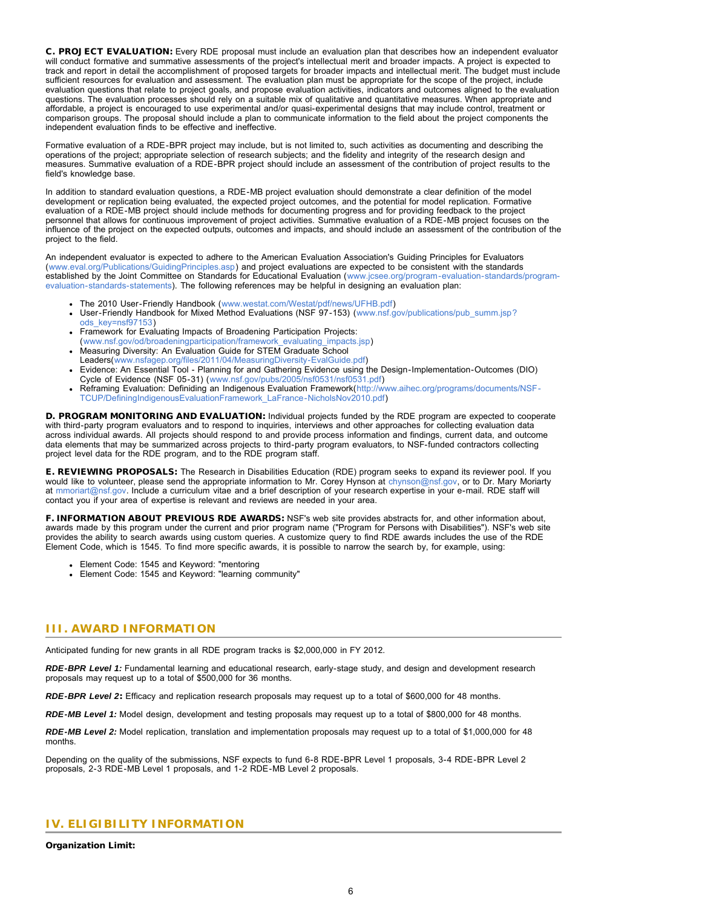**C. PROJECT EVALUATION:** Every RDE proposal must include an evaluation plan that describes how an independent evaluator will conduct formative and summative assessments of the project's intellectual merit and broader impacts. A project is expected to track and report in detail the accomplishment of proposed targets for broader impacts and intellectual merit. The budget must include sufficient resources for evaluation and assessment. The evaluation plan must be appropriate for the scope of the project, include evaluation questions that relate to project goals, and propose evaluation activities, indicators and outcomes aligned to the evaluation questions. The evaluation processes should rely on a suitable mix of qualitative and quantitative measures. When appropriate and affordable, a project is encouraged to use experimental and/or quasi-experimental designs that may include control, treatment or comparison groups. The proposal should include a plan to communicate information to the field about the project components the independent evaluation finds to be effective and ineffective.

Formative evaluation of a RDE-BPR project may include, but is not limited to, such activities as documenting and describing the operations of the project; appropriate selection of research subjects; and the fidelity and integrity of the research design and measures. Summative evaluation of a RDE-BPR project should include an assessment of the contribution of project results to the field's knowledge base.

In addition to standard evaluation questions, a RDE-MB project evaluation should demonstrate a clear definition of the model development or replication being evaluated, the expected project outcomes, and the potential for model replication. Formative evaluation of a RDE-MB project should include methods for documenting progress and for providing feedback to the project personnel that allows for continuous improvement of project activities. Summative evaluation of a RDE-MB project focuses on the influence of the project on the expected outputs, outcomes and impacts, and should include an assessment of the contribution of the project to the field.

An independent evaluator is expected to adhere to the American Evaluation Association's Guiding Principles for Evaluators (www.eval.org/Publications/GuidingPrinciples.asp) and project evaluations are expected to be consistent with the standards established by the Joint Committee on Standards for Educational Evaluation (www.jcsee.org/program-evaluation-standards/program-evaluation-standards-statements). The following references may be helpful in designing an evaluation plan:

- The 2010 User-Friendly Handbook (www.westat.com/Westat/pdf/news/UFHB.pdf)
- User-Friendly Handbook for Mixed Method Evaluations (NSF 97-153) (www.nsf.gov/publications/pub_summ.jsp?ods_key=nsf97153)
- Framework for Evaluating Impacts of Broadening Participation Projects: (www.nsf.gov/od/broadeningparticipation/framework_evaluating_impacts.jsp)
- Measuring Diversity: An Evaluation Guide for STEM Graduate School Leaders(www.nsfagep.org/files/2011/04/MeasuringDiversity-EvalGuide.pdf)
- Evidence: An Essential Tool - Planning for and Gathering Evidence using the Design-Implementation-Outcomes (DIO) Cycle of Evidence (NSF 05-31) (www.nsf.gov/pubs/2005/nsf0531/nsf0531.pdf)
- Reframing Evaluation: Definiding an Indigenous Evaluation Framework(http://www.aihec.org/programs/documents/NSF-TCUP/DefiningIndigenousEvaluationFramework_LaFrance-NicholsNov2010.pdf)

**D. PROGRAM MONITORING AND EVALUATION:** Individual projects funded by the RDE program are expected to cooperate with third-party program evaluators and to respond to inquiries, interviews and other approaches for collecting evaluation data across individual awards. All projects should respond to and provide process information and findings, current data, and outcome data elements that may be summarized across projects to third-party program evaluators, to NSF-funded contractors collecting project level data for the RDE program, and to the RDE program staff.

**E. REVIEWING PROPOSALS:** The Research in Disabilities Education (RDE) program seeks to expand its reviewer pool. If you would like to volunteer, please send the appropriate information to Mr. Corey Hynson at chynson@nsf.gov, or to Dr. Mary Moriarty at mmoriart@nsf.gov. Include a curriculum vitae and a brief description of your research expertise in your e-mail. RDE staff will contact you if your area of expertise is relevant and reviews are needed in your area.

**F. INFORMATION ABOUT PREVIOUS RDE AWARDS:** NSF's web site provides abstracts for, and other information about, awards made by this program under the current and prior program name ("Program for Persons with Disabilities"). NSF's web site provides the ability to search awards using custom queries. A customize query to find RDE awards includes the use of the RDE Element Code, which is 1545. To find more specific awards, it is possible to narrow the search by, for example, using:

- Element Code: 1545 and Keyword: "mentoring
- Element Code: 1545 and Keyword: "learning community"

## III. AWARD INFORMATION

Anticipated funding for new grants in all RDE program tracks is $2,000,000 in FY 2012.

***RDE-BPR Level 1:*** Fundamental learning and educational research, early-stage study, and design and development research proposals may request up to a total of $500,000 for 36 months.

***RDE-BPR Level 2*:** Efficacy and replication research proposals may request up to a total of $600,000 for 48 months.

***RDE-MB Level 1:*** Model design, development and testing proposals may request up to a total of $800,000 for 48 months.

***RDE-MB Level 2:*** Model replication, translation and implementation proposals may request up to a total of $1,000,000 for 48 months.

Depending on the quality of the submissions, NSF expects to fund 6-8 RDE-BPR Level 1 proposals, 3-4 RDE-BPR Level 2 proposals, 2-3 RDE-MB Level 1 proposals, and 1-2 RDE-MB Level 2 proposals.

## IV. ELIGIBILITY INFORMATION

**Organization Limit:**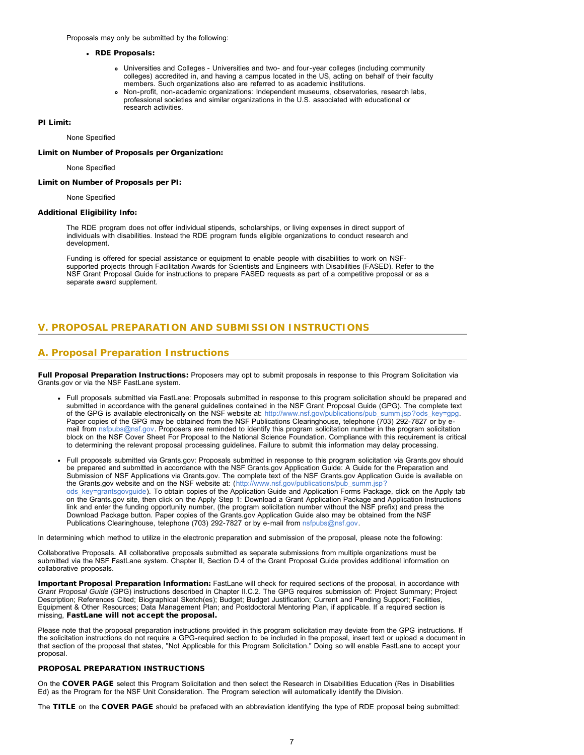Proposals may only be submitted by the following:

- **RDE Proposals:**
  - Universities and Colleges - Universities and two- and four-year colleges (including community colleges) accredited in, and having a campus located in the US, acting on behalf of their faculty members. Such organizations also are referred to as academic institutions.
  - Non-profit, non-academic organizations: Independent museums, observatories, research labs, professional societies and similar organizations in the U.S. associated with educational or research activities.

**PI Limit:**

None Specified

**Limit on Number of Proposals per Organization:**

None Specified

**Limit on Number of Proposals per PI:**

None Specified

**Additional Eligibility Info:**

The RDE program does not offer individual stipends, scholarships, or living expenses in direct support of individuals with disabilities. Instead the RDE program funds eligible organizations to conduct research and development.

Funding is offered for special assistance or equipment to enable people with disabilities to work on NSF-supported projects through Facilitation Awards for Scientists and Engineers with Disabilities (FASED). Refer to the NSF Grant Proposal Guide for instructions to prepare FASED requests as part of a competitive proposal or as a separate award supplement.

## V. PROPOSAL PREPARATION AND SUBMISSION INSTRUCTIONS

### A. Proposal Preparation Instructions

**Full Proposal Preparation Instructions:** Proposers may opt to submit proposals in response to this Program Solicitation via Grants.gov or via the NSF FastLane system.

- Full proposals submitted via FastLane: Proposals submitted in response to this program solicitation should be prepared and submitted in accordance with the general guidelines contained in the NSF Grant Proposal Guide (GPG). The complete text of the GPG is available electronically on the NSF website at: http://www.nsf.gov/publications/pub_summ.jsp?ods_key=gpg. Paper copies of the GPG may be obtained from the NSF Publications Clearinghouse, telephone (703) 292-7827 or by e-mail from nsfpubs@nsf.gov. Proposers are reminded to identify this program solicitation number in the program solicitation block on the NSF Cover Sheet For Proposal to the National Science Foundation. Compliance with this requirement is critical to determining the relevant proposal processing guidelines. Failure to submit this information may delay processing.

- Full proposals submitted via Grants.gov: Proposals submitted in response to this program solicitation via Grants.gov should be prepared and submitted in accordance with the NSF Grants.gov Application Guide: A Guide for the Preparation and Submission of NSF Applications via Grants.gov. The complete text of the NSF Grants.gov Application Guide is available on the Grants.gov website and on the NSF website at: (http://www.nsf.gov/publications/pub_summ.jsp?ods_key=grantsgovguide). To obtain copies of the Application Guide and Application Forms Package, click on the Apply tab on the Grants.gov site, then click on the Apply Step 1: Download a Grant Application Package and Application Instructions link and enter the funding opportunity number, (the program solicitation number without the NSF prefix) and press the Download Package button. Paper copies of the Grants.gov Application Guide also may be obtained from the NSF Publications Clearinghouse, telephone (703) 292-7827 or by e-mail from nsfpubs@nsf.gov.

In determining which method to utilize in the electronic preparation and submission of the proposal, please note the following:

Collaborative Proposals. All collaborative proposals submitted as separate submissions from multiple organizations must be submitted via the NSF FastLane system. Chapter II, Section D.4 of the Grant Proposal Guide provides additional information on collaborative proposals.

**Important Proposal Preparation Information:** FastLane will check for required sections of the proposal, in accordance with *Grant Proposal Guide* (GPG) instructions described in Chapter II.C.2. The GPG requires submission of: Project Summary; Project Description; References Cited; Biographical Sketch(es); Budget; Budget Justification; Current and Pending Support; Facilities, Equipment & Other Resources; Data Management Plan; and Postdoctoral Mentoring Plan, if applicable. If a required section is missing, **FastLane will not accept the proposal.**

Please note that the proposal preparation instructions provided in this program solicitation may deviate from the GPG instructions. If the solicitation instructions do not require a GPG-required section to be included in the proposal, insert text or upload a document in that section of the proposal that states, "Not Applicable for this Program Solicitation." Doing so will enable FastLane to accept your proposal.

**PROPOSAL PREPARATION INSTRUCTIONS**

On the **COVER PAGE** select this Program Solicitation and then select the Research in Disabilities Education (Res in Disabilities Ed) as the Program for the NSF Unit Consideration. The Program selection will automatically identify the Division.

The **TITLE** on the **COVER PAGE** should be prefaced with an abbreviation identifying the type of RDE proposal being submitted: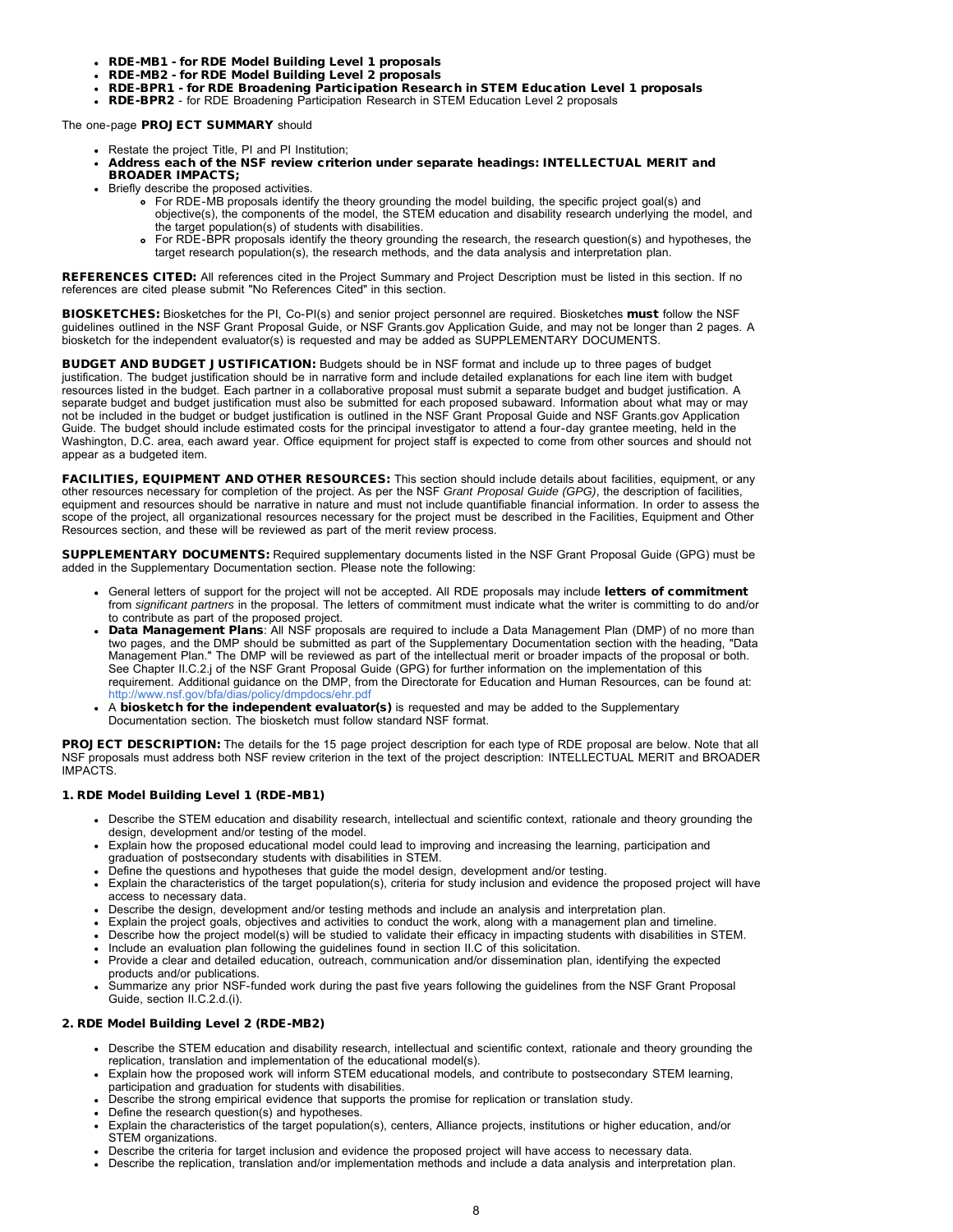- **RDE-MB1 - for RDE Model Building Level 1 proposals**
- **RDE-MB2 - for RDE Model Building Level 2 proposals**
- **RDE-BPR1 - for RDE Broadening Participation Research in STEM Education Level 1 proposals**
- **RDE-BPR2** - for RDE Broadening Participation Research in STEM Education Level 2 proposals

The one-page **PROJECT SUMMARY** should

- Restate the project Title, PI and PI Institution;
- **Address each of the NSF review criterion under separate headings: INTELLECTUAL MERIT and BROADER IMPACTS;**
- Briefly describe the proposed activities.
  - For RDE-MB proposals identify the theory grounding the model building, the specific project goal(s) and objective(s), the components of the model, the STEM education and disability research underlying the model, and the target population(s) of students with disabilities.
  - For RDE-BPR proposals identify the theory grounding the research, the research question(s) and hypotheses, the target research population(s), the research methods, and the data analysis and interpretation plan.

**REFERENCES CITED:** All references cited in the Project Summary and Project Description must be listed in this section. If no references are cited please submit "No References Cited" in this section.

**BIOSKETCHES:** Biosketches for the PI, Co-PI(s) and senior project personnel are required. Biosketches **must** follow the NSF guidelines outlined in the NSF Grant Proposal Guide, or NSF Grants.gov Application Guide, and may not be longer than 2 pages. A biosketch for the independent evaluator(s) is requested and may be added as SUPPLEMENTARY DOCUMENTS.

**BUDGET AND BUDGET JUSTIFICATION:** Budgets should be in NSF format and include up to three pages of budget justification. The budget justification should be in narrative form and include detailed explanations for each line item with budget resources listed in the budget. Each partner in a collaborative proposal must submit a separate budget and budget justification. A separate budget and budget justification must also be submitted for each proposed subaward. Information about what may or may not be included in the budget or budget justification is outlined in the NSF Grant Proposal Guide and NSF Grants.gov Application Guide. The budget should include estimated costs for the principal investigator to attend a four-day grantee meeting, held in the Washington, D.C. area, each award year. Office equipment for project staff is expected to come from other sources and should not appear as a budgeted item.

**FACILITIES, EQUIPMENT AND OTHER RESOURCES:** This section should include details about facilities, equipment, or any other resources necessary for completion of the project. As per the NSF *Grant Proposal Guide (GPG)*, the description of facilities, equipment and resources should be narrative in nature and must not include quantifiable financial information. In order to assess the scope of the project, all organizational resources necessary for the project must be described in the Facilities, Equipment and Other Resources section, and these will be reviewed as part of the merit review process.

**SUPPLEMENTARY DOCUMENTS:** Required supplementary documents listed in the NSF Grant Proposal Guide (GPG) must be added in the Supplementary Documentation section. Please note the following:

- General letters of support for the project will not be accepted. All RDE proposals may include **letters of commitment** from *significant partners* in the proposal. The letters of commitment must indicate what the writer is committing to do and/or to contribute as part of the proposed project.
- **Data Management Plans**: All NSF proposals are required to include a Data Management Plan (DMP) of no more than two pages, and the DMP should be submitted as part of the Supplementary Documentation section with the heading, "Data Management Plan." The DMP will be reviewed as part of the intellectual merit or broader impacts of the proposal or both. See Chapter II.C.2.j of the NSF Grant Proposal Guide (GPG) for further information on the implementation of this requirement. Additional guidance on the DMP, from the Directorate for Education and Human Resources, can be found at: http://www.nsf.gov/bfa/dias/policy/dmpdocs/ehr.pdf
- A **biosketch for the independent evaluator(s)** is requested and may be added to the Supplementary Documentation section. The biosketch must follow standard NSF format.

**PROJECT DESCRIPTION:** The details for the 15 page project description for each type of RDE proposal are below. Note that all NSF proposals must address both NSF review criterion in the text of the project description: INTELLECTUAL MERIT and BROADER IMPACTS.

**1. RDE Model Building Level 1 (RDE-MB1)**

- Describe the STEM education and disability research, intellectual and scientific context, rationale and theory grounding the design, development and/or testing of the model.
- Explain how the proposed educational model could lead to improving and increasing the learning, participation and graduation of postsecondary students with disabilities in STEM.
- Define the questions and hypotheses that guide the model design, development and/or testing.
- Explain the characteristics of the target population(s), criteria for study inclusion and evidence the proposed project will have access to necessary data.
- Describe the design, development and/or testing methods and include an analysis and interpretation plan.
- Explain the project goals, objectives and activities to conduct the work, along with a management plan and timeline.
- Describe how the project model(s) will be studied to validate their efficacy in impacting students with disabilities in STEM.
- Include an evaluation plan following the guidelines found in section II.C of this solicitation.
- Provide a clear and detailed education, outreach, communication and/or dissemination plan, identifying the expected products and/or publications.
- Summarize any prior NSF-funded work during the past five years following the guidelines from the NSF Grant Proposal Guide, section II.C.2.d.(i).

**2. RDE Model Building Level 2 (RDE-MB2)**

- Describe the STEM education and disability research, intellectual and scientific context, rationale and theory grounding the replication, translation and implementation of the educational model(s).
- Explain how the proposed work will inform STEM educational models, and contribute to postsecondary STEM learning, participation and graduation for students with disabilities.
- Describe the strong empirical evidence that supports the promise for replication or translation study.
- Define the research question(s) and hypotheses.
- Explain the characteristics of the target population(s), centers, Alliance projects, institutions or higher education, and/or STEM organizations.
- Describe the criteria for target inclusion and evidence the proposed project will have access to necessary data.
- Describe the replication, translation and/or implementation methods and include a data analysis and interpretation plan.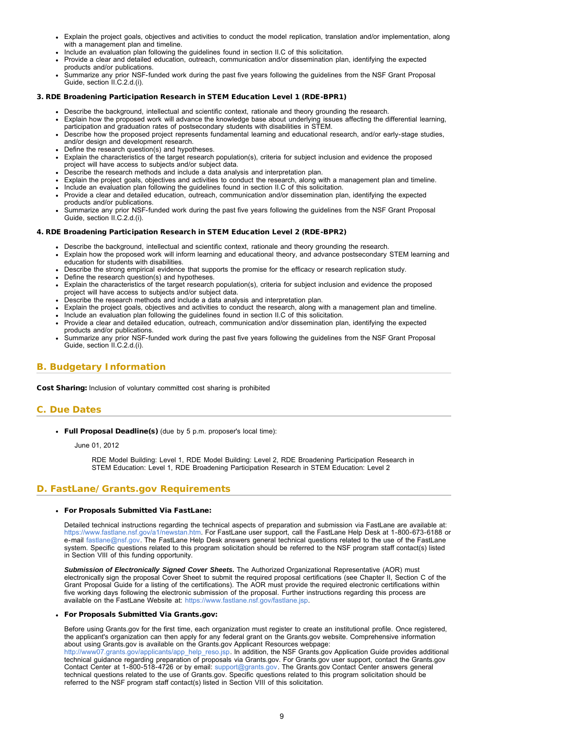- Explain the project goals, objectives and activities to conduct the model replication, translation and/or implementation, along with a management plan and timeline.
- Include an evaluation plan following the guidelines found in section II.C of this solicitation.
- Provide a clear and detailed education, outreach, communication and/or dissemination plan, identifying the expected products and/or publications.
- Summarize any prior NSF-funded work during the past five years following the guidelines from the NSF Grant Proposal Guide, section II.C.2.d.(i).

**3. RDE Broadening Participation Research in STEM Education Level 1 (RDE-BPR1)**

- Describe the background, intellectual and scientific context, rationale and theory grounding the research.
- Explain how the proposed work will advance the knowledge base about underlying issues affecting the differential learning, participation and graduation rates of postsecondary students with disabilities in STEM.
- Describe how the proposed project represents fundamental learning and educational research, and/or early-stage studies, and/or design and development research.
- Define the research question(s) and hypotheses.
- Explain the characteristics of the target research population(s), criteria for subject inclusion and evidence the proposed project will have access to subjects and/or subject data.
- Describe the research methods and include a data analysis and interpretation plan.
- Explain the project goals, objectives and activities to conduct the research, along with a management plan and timeline.
- Include an evaluation plan following the guidelines found in section II.C of this solicitation.
- Provide a clear and detailed education, outreach, communication and/or dissemination plan, identifying the expected products and/or publications.
- Summarize any prior NSF-funded work during the past five years following the guidelines from the NSF Grant Proposal Guide, section II.C.2.d.(i).

**4. RDE Broadening Participation Research in STEM Education Level 2 (RDE-BPR2)**

- Describe the background, intellectual and scientific context, rationale and theory grounding the research.
- Explain how the proposed work will inform learning and educational theory, and advance postsecondary STEM learning and education for students with disabilities.
- Describe the strong empirical evidence that supports the promise for the efficacy or research replication study.
- Define the research question(s) and hypotheses.
- Explain the characteristics of the target research population(s), criteria for subject inclusion and evidence the proposed project will have access to subjects and/or subject data.
- Describe the research methods and include a data analysis and interpretation plan.
- Explain the project goals, objectives and activities to conduct the research, along with a management plan and timeline.
- Include an evaluation plan following the guidelines found in section II.C of this solicitation.
- Provide a clear and detailed education, outreach, communication and/or dissemination plan, identifying the expected products and/or publications.
- Summarize any prior NSF-funded work during the past five years following the guidelines from the NSF Grant Proposal Guide, section II.C.2.d.(i).

## B. Budgetary Information

**Cost Sharing:** Inclusion of voluntary committed cost sharing is prohibited

## C. Due Dates

- **Full Proposal Deadline(s)** (due by 5 p.m. proposer's local time):

  June 01, 2012

  RDE Model Building: Level 1, RDE Model Building: Level 2, RDE Broadening Participation Research in STEM Education: Level 1, RDE Broadening Participation Research in STEM Education: Level 2

## D. FastLane/Grants.gov Requirements

- **For Proposals Submitted Via FastLane:**

  Detailed technical instructions regarding the technical aspects of preparation and submission via FastLane are available at: https://www.fastlane.nsf.gov/a1/newstan.htm. For FastLane user support, call the FastLane Help Desk at 1-800-673-6188 or e-mail fastlane@nsf.gov. The FastLane Help Desk answers general technical questions related to the use of the FastLane system. Specific questions related to this program solicitation should be referred to the NSF program staff contact(s) listed in Section VIII of this funding opportunity.

  ***Submission of Electronically Signed Cover Sheets.*** The Authorized Organizational Representative (AOR) must electronically sign the proposal Cover Sheet to submit the required proposal certifications (see Chapter II, Section C of the Grant Proposal Guide for a listing of the certifications). The AOR must provide the required electronic certifications within five working days following the electronic submission of the proposal. Further instructions regarding this process are available on the FastLane Website at: https://www.fastlane.nsf.gov/fastlane.jsp.

- **For Proposals Submitted Via Grants.gov:**

  Before using Grants.gov for the first time, each organization must register to create an institutional profile. Once registered, the applicant's organization can then apply for any federal grant on the Grants.gov website. Comprehensive information about using Grants.gov is available on the Grants.gov Applicant Resources webpage: http://www07.grants.gov/applicants/app_help_reso.jsp. In addition, the NSF Grants.gov Application Guide provides additional technical guidance regarding preparation of proposals via Grants.gov. For Grants.gov user support, contact the Grants.gov Contact Center at 1-800-518-4726 or by email: support@grants.gov. The Grants.gov Contact Center answers general technical questions related to the use of Grants.gov. Specific questions related to this program solicitation should be referred to the NSF program staff contact(s) listed in Section VIII of this solicitation.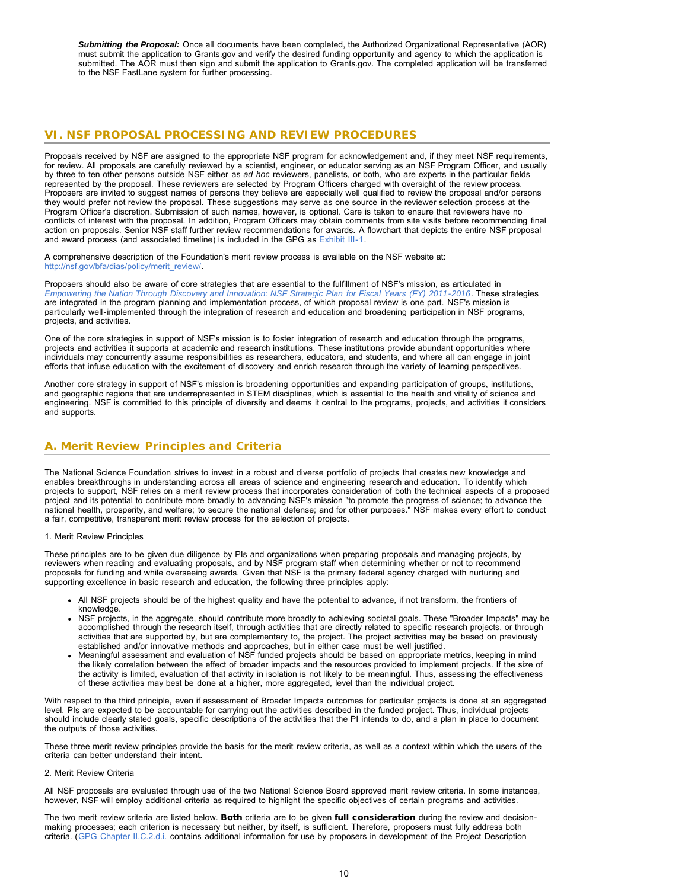***Submitting the Proposal:*** Once all documents have been completed, the Authorized Organizational Representative (AOR) must submit the application to Grants.gov and verify the desired funding opportunity and agency to which the application is submitted. The AOR must then sign and submit the application to Grants.gov. The completed application will be transferred to the NSF FastLane system for further processing.

## VI. NSF PROPOSAL PROCESSING AND REVIEW PROCEDURES

Proposals received by NSF are assigned to the appropriate NSF program for acknowledgement and, if they meet NSF requirements, for review. All proposals are carefully reviewed by a scientist, engineer, or educator serving as an NSF Program Officer, and usually by three to ten other persons outside NSF either as *ad hoc* reviewers, panelists, or both, who are experts in the particular fields represented by the proposal. These reviewers are selected by Program Officers charged with oversight of the review process. Proposers are invited to suggest names of persons they believe are especially well qualified to review the proposal and/or persons they would prefer not review the proposal. These suggestions may serve as one source in the reviewer selection process at the Program Officer's discretion. Submission of such names, however, is optional. Care is taken to ensure that reviewers have no conflicts of interest with the proposal. In addition, Program Officers may obtain comments from site visits before recommending final action on proposals. Senior NSF staff further review recommendations for awards. A flowchart that depicts the entire NSF proposal and award process (and associated timeline) is included in the GPG as Exhibit III-1.

A comprehensive description of the Foundation's merit review process is available on the NSF website at: http://nsf.gov/bfa/dias/policy/merit_review/.

Proposers should also be aware of core strategies that are essential to the fulfillment of NSF's mission, as articulated in *Empowering the Nation Through Discovery and Innovation: NSF Strategic Plan for Fiscal Years (FY) 2011-2016*. These strategies are integrated in the program planning and implementation process, of which proposal review is one part. NSF's mission is particularly well-implemented through the integration of research and education and broadening participation in NSF programs, projects, and activities.

One of the core strategies in support of NSF's mission is to foster integration of research and education through the programs, projects and activities it supports at academic and research institutions. These institutions provide abundant opportunities where individuals may concurrently assume responsibilities as researchers, educators, and students, and where all can engage in joint efforts that infuse education with the excitement of discovery and enrich research through the variety of learning perspectives.

Another core strategy in support of NSF's mission is broadening opportunities and expanding participation of groups, institutions, and geographic regions that are underrepresented in STEM disciplines, which is essential to the health and vitality of science and engineering. NSF is committed to this principle of diversity and deems it central to the programs, projects, and activities it considers and supports.

### A. Merit Review Principles and Criteria

The National Science Foundation strives to invest in a robust and diverse portfolio of projects that creates new knowledge and enables breakthroughs in understanding across all areas of science and engineering research and education. To identify which projects to support, NSF relies on a merit review process that incorporates consideration of both the technical aspects of a proposed project and its potential to contribute more broadly to advancing NSF's mission "to promote the progress of science; to advance the national health, prosperity, and welfare; to secure the national defense; and for other purposes." NSF makes every effort to conduct a fair, competitive, transparent merit review process for the selection of projects.

1. Merit Review Principles

These principles are to be given due diligence by PIs and organizations when preparing proposals and managing projects, by reviewers when reading and evaluating proposals, and by NSF program staff when determining whether or not to recommend proposals for funding and while overseeing awards. Given that NSF is the primary federal agency charged with nurturing and supporting excellence in basic research and education, the following three principles apply:

- All NSF projects should be of the highest quality and have the potential to advance, if not transform, the frontiers of knowledge.
- NSF projects, in the aggregate, should contribute more broadly to achieving societal goals. These "Broader Impacts" may be accomplished through the research itself, through activities that are directly related to specific research projects, or through activities that are supported by, but are complementary to, the project. The project activities may be based on previously established and/or innovative methods and approaches, but in either case must be well justified.
- Meaningful assessment and evaluation of NSF funded projects should be based on appropriate metrics, keeping in mind the likely correlation between the effect of broader impacts and the resources provided to implement projects. If the size of the activity is limited, evaluation of that activity in isolation is not likely to be meaningful. Thus, assessing the effectiveness of these activities may best be done at a higher, more aggregated, level than the individual project.

With respect to the third principle, even if assessment of Broader Impacts outcomes for particular projects is done at an aggregated level, PIs are expected to be accountable for carrying out the activities described in the funded project. Thus, individual projects should include clearly stated goals, specific descriptions of the activities that the PI intends to do, and a plan in place to document the outputs of those activities.

These three merit review principles provide the basis for the merit review criteria, as well as a context within which the users of the criteria can better understand their intent.

2. Merit Review Criteria

All NSF proposals are evaluated through use of the two National Science Board approved merit review criteria. In some instances, however, NSF will employ additional criteria as required to highlight the specific objectives of certain programs and activities.

The two merit review criteria are listed below. **Both** criteria are to be given **full consideration** during the review and decision-making processes; each criterion is necessary but neither, by itself, is sufficient. Therefore, proposers must fully address both criteria. (GPG Chapter II.C.2.d.i. contains additional information for use by proposers in development of the Project Description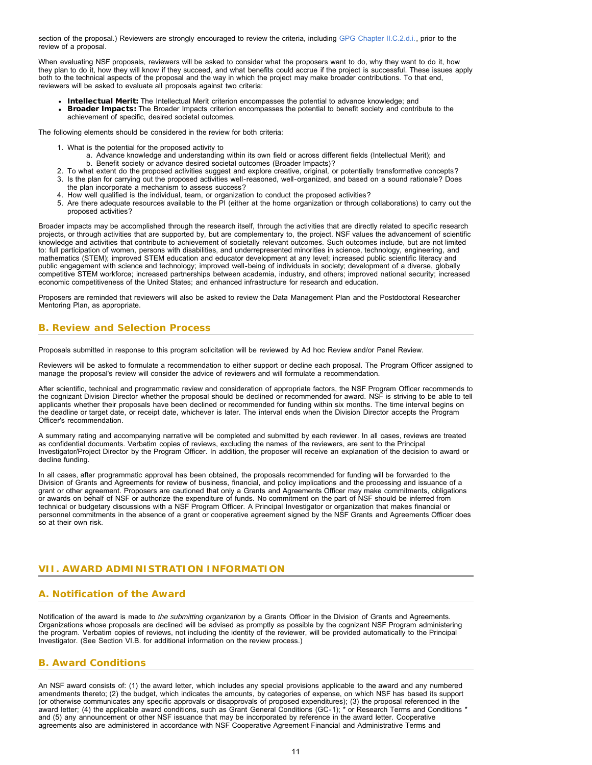section of the proposal.) Reviewers are strongly encouraged to review the criteria, including GPG Chapter II.C.2.d.i., prior to the review of a proposal.

When evaluating NSF proposals, reviewers will be asked to consider what the proposers want to do, why they want to do it, how they plan to do it, how they will know if they succeed, and what benefits could accrue if the project is successful. These issues apply both to the technical aspects of the proposal and the way in which the project may make broader contributions. To that end, reviewers will be asked to evaluate all proposals against two criteria:

- **Intellectual Merit:** The Intellectual Merit criterion encompasses the potential to advance knowledge; and
- **Broader Impacts:** The Broader Impacts criterion encompasses the potential to benefit society and contribute to the achievement of specific, desired societal outcomes.

The following elements should be considered in the review for both criteria:

1. What is the potential for the proposed activity to
   a. Advance knowledge and understanding within its own field or across different fields (Intellectual Merit); and
   b. Benefit society or advance desired societal outcomes (Broader Impacts)?
2. To what extent do the proposed activities suggest and explore creative, original, or potentially transformative concepts?
3. Is the plan for carrying out the proposed activities well-reasoned, well-organized, and based on a sound rationale? Does the plan incorporate a mechanism to assess success?
4. How well qualified is the individual, team, or organization to conduct the proposed activities?
5. Are there adequate resources available to the PI (either at the home organization or through collaborations) to carry out the proposed activities?

Broader impacts may be accomplished through the research itself, through the activities that are directly related to specific research projects, or through activities that are supported by, but are complementary to, the project. NSF values the advancement of scientific knowledge and activities that contribute to achievement of societally relevant outcomes. Such outcomes include, but are not limited to: full participation of women, persons with disabilities, and underrepresented minorities in science, technology, engineering, and mathematics (STEM); improved STEM education and educator development at any level; increased public scientific literacy and public engagement with science and technology; improved well-being of individuals in society; development of a diverse, globally competitive STEM workforce; increased partnerships between academia, industry, and others; improved national security; increased economic competitiveness of the United States; and enhanced infrastructure for research and education.

Proposers are reminded that reviewers will also be asked to review the Data Management Plan and the Postdoctoral Researcher Mentoring Plan, as appropriate.

## B. Review and Selection Process

Proposals submitted in response to this program solicitation will be reviewed by Ad hoc Review and/or Panel Review.

Reviewers will be asked to formulate a recommendation to either support or decline each proposal. The Program Officer assigned to manage the proposal's review will consider the advice of reviewers and will formulate a recommendation.

After scientific, technical and programmatic review and consideration of appropriate factors, the NSF Program Officer recommends to the cognizant Division Director whether the proposal should be declined or recommended for award. NSF is striving to be able to tell applicants whether their proposals have been declined or recommended for funding within six months. The time interval begins on the deadline or target date, or receipt date, whichever is later. The interval ends when the Division Director accepts the Program Officer's recommendation.

A summary rating and accompanying narrative will be completed and submitted by each reviewer. In all cases, reviews are treated as confidential documents. Verbatim copies of reviews, excluding the names of the reviewers, are sent to the Principal Investigator/Project Director by the Program Officer. In addition, the proposer will receive an explanation of the decision to award or decline funding.

In all cases, after programmatic approval has been obtained, the proposals recommended for funding will be forwarded to the Division of Grants and Agreements for review of business, financial, and policy implications and the processing and issuance of a grant or other agreement. Proposers are cautioned that only a Grants and Agreements Officer may make commitments, obligations or awards on behalf of NSF or authorize the expenditure of funds. No commitment on the part of NSF should be inferred from technical or budgetary discussions with a NSF Program Officer. A Principal Investigator or organization that makes financial or personnel commitments in the absence of a grant or cooperative agreement signed by the NSF Grants and Agreements Officer does so at their own risk.

# VII. AWARD ADMINISTRATION INFORMATION

## A. Notification of the Award

Notification of the award is made to *the submitting organization* by a Grants Officer in the Division of Grants and Agreements. Organizations whose proposals are declined will be advised as promptly as possible by the cognizant NSF Program administering the program. Verbatim copies of reviews, not including the identity of the reviewer, will be provided automatically to the Principal Investigator. (See Section VI.B. for additional information on the review process.)

## B. Award Conditions

An NSF award consists of: (1) the award letter, which includes any special provisions applicable to the award and any numbered amendments thereto; (2) the budget, which indicates the amounts, by categories of expense, on which NSF has based its support (or otherwise communicates any specific approvals or disapprovals of proposed expenditures); (3) the proposal referenced in the award letter; (4) the applicable award conditions, such as Grant General Conditions (GC-1); * or Research Terms and Conditions * and (5) any announcement or other NSF issuance that may be incorporated by reference in the award letter. Cooperative agreements also are administered in accordance with NSF Cooperative Agreement Financial and Administrative Terms and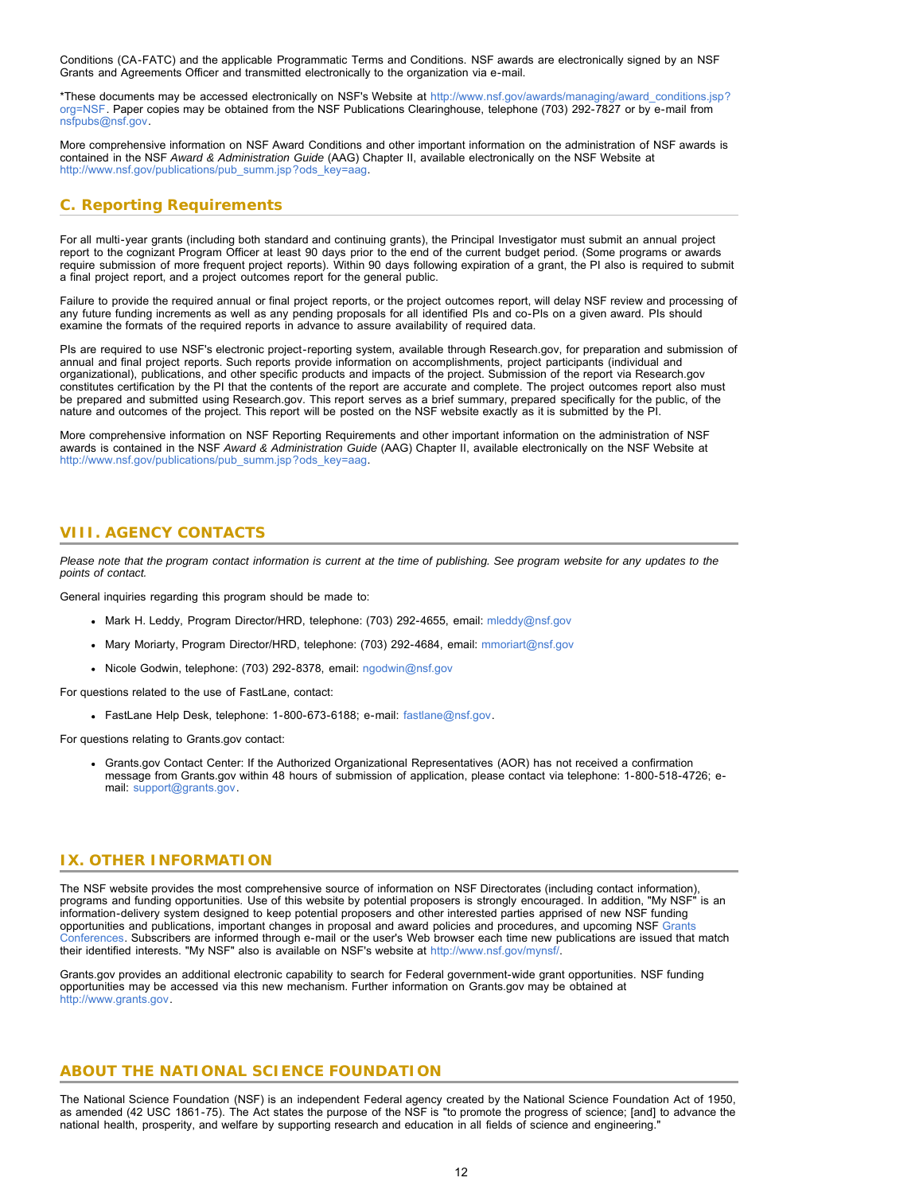Conditions (CA-FATC) and the applicable Programmatic Terms and Conditions. NSF awards are electronically signed by an NSF Grants and Agreements Officer and transmitted electronically to the organization via e-mail.

*These documents may be accessed electronically on NSF's Website at http://www.nsf.gov/awards/managing/award_conditions.jsp?org=NSF. Paper copies may be obtained from the NSF Publications Clearinghouse, telephone (703) 292-7827 or by e-mail from nsfpubs@nsf.gov.

More comprehensive information on NSF Award Conditions and other important information on the administration of NSF awards is contained in the NSF *Award & Administration Guide* (AAG) Chapter II, available electronically on the NSF Website at http://www.nsf.gov/publications/pub_summ.jsp?ods_key=aag.

## C. Reporting Requirements

For all multi-year grants (including both standard and continuing grants), the Principal Investigator must submit an annual project report to the cognizant Program Officer at least 90 days prior to the end of the current budget period. (Some programs or awards require submission of more frequent project reports). Within 90 days following expiration of a grant, the PI also is required to submit a final project report, and a project outcomes report for the general public.

Failure to provide the required annual or final project reports, or the project outcomes report, will delay NSF review and processing of any future funding increments as well as any pending proposals for all identified PIs and co-PIs on a given award. PIs should examine the formats of the required reports in advance to assure availability of required data.

PIs are required to use NSF's electronic project-reporting system, available through Research.gov, for preparation and submission of annual and final project reports. Such reports provide information on accomplishments, project participants (individual and organizational), publications, and other specific products and impacts of the project. Submission of the report via Research.gov constitutes certification by the PI that the contents of the report are accurate and complete. The project outcomes report also must be prepared and submitted using Research.gov. This report serves as a brief summary, prepared specifically for the public, of the nature and outcomes of the project. This report will be posted on the NSF website exactly as it is submitted by the PI.

More comprehensive information on NSF Reporting Requirements and other important information on the administration of NSF awards is contained in the NSF *Award & Administration Guide* (AAG) Chapter II, available electronically on the NSF Website at http://www.nsf.gov/publications/pub_summ.jsp?ods_key=aag.

## VIII. AGENCY CONTACTS

*Please note that the program contact information is current at the time of publishing. See program website for any updates to the points of contact.*

General inquiries regarding this program should be made to:

- Mark H. Leddy, Program Director/HRD, telephone: (703) 292-4655, email: mleddy@nsf.gov
- Mary Moriarty, Program Director/HRD, telephone: (703) 292-4684, email: mmoriart@nsf.gov
- Nicole Godwin, telephone: (703) 292-8378, email: ngodwin@nsf.gov

For questions related to the use of FastLane, contact:

- FastLane Help Desk, telephone: 1-800-673-6188; e-mail: fastlane@nsf.gov.

For questions relating to Grants.gov contact:

- Grants.gov Contact Center: If the Authorized Organizational Representatives (AOR) has not received a confirmation message from Grants.gov within 48 hours of submission of application, please contact via telephone: 1-800-518-4726; e-mail: support@grants.gov.

## IX. OTHER INFORMATION

The NSF website provides the most comprehensive source of information on NSF Directorates (including contact information), programs and funding opportunities. Use of this website by potential proposers is strongly encouraged. In addition, "My NSF" is an information-delivery system designed to keep potential proposers and other interested parties apprised of new NSF funding opportunities and publications, important changes in proposal and award policies and procedures, and upcoming NSF Grants Conferences. Subscribers are informed through e-mail or the user's Web browser each time new publications are issued that match their identified interests. "My NSF" also is available on NSF's website at http://www.nsf.gov/mynsf/.

Grants.gov provides an additional electronic capability to search for Federal government-wide grant opportunities. NSF funding opportunities may be accessed via this new mechanism. Further information on Grants.gov may be obtained at http://www.grants.gov.

## ABOUT THE NATIONAL SCIENCE FOUNDATION

The National Science Foundation (NSF) is an independent Federal agency created by the National Science Foundation Act of 1950, as amended (42 USC 1861-75). The Act states the purpose of the NSF is "to promote the progress of science; [and] to advance the national health, prosperity, and welfare by supporting research and education in all fields of science and engineering."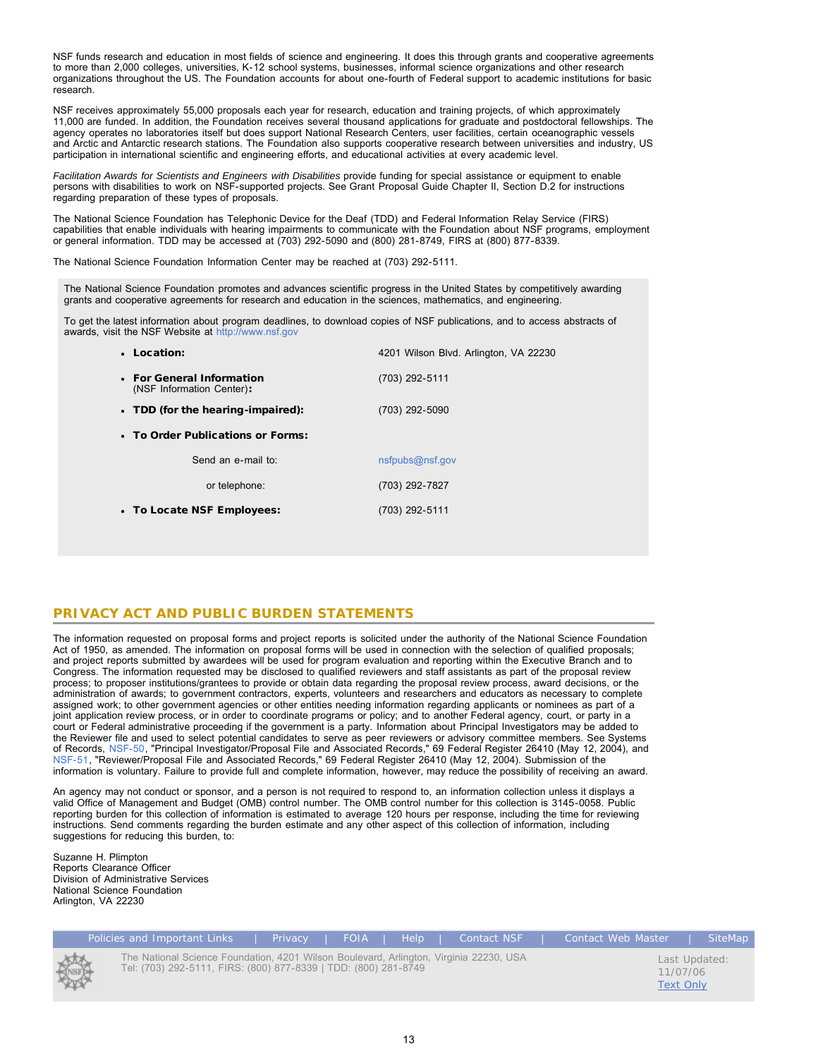NSF funds research and education in most fields of science and engineering. It does this through grants and cooperative agreements to more than 2,000 colleges, universities, K-12 school systems, businesses, informal science organizations and other research organizations throughout the US. The Foundation accounts for about one-fourth of Federal support to academic institutions for basic research.

NSF receives approximately 55,000 proposals each year for research, education and training projects, of which approximately 11,000 are funded. In addition, the Foundation receives several thousand applications for graduate and postdoctoral fellowships. The agency operates no laboratories itself but does support National Research Centers, user facilities, certain oceanographic vessels and Arctic and Antarctic research stations. The Foundation also supports cooperative research between universities and industry, US participation in international scientific and engineering efforts, and educational activities at every academic level.

*Facilitation Awards for Scientists and Engineers with Disabilities* provide funding for special assistance or equipment to enable persons with disabilities to work on NSF-supported projects. See Grant Proposal Guide Chapter II, Section D.2 for instructions regarding preparation of these types of proposals.

The National Science Foundation has Telephonic Device for the Deaf (TDD) and Federal Information Relay Service (FIRS) capabilities that enable individuals with hearing impairments to communicate with the Foundation about NSF programs, employment or general information. TDD may be accessed at (703) 292-5090 and (800) 281-8749, FIRS at (800) 877-8339.

The National Science Foundation Information Center may be reached at (703) 292-5111.

The National Science Foundation promotes and advances scientific progress in the United States by competitively awarding grants and cooperative agreements for research and education in the sciences, mathematics, and engineering.

To get the latest information about program deadlines, to download copies of NSF publications, and to access abstracts of awards, visit the NSF Website at http://www.nsf.gov

| | |
|---|---|
| • **Location:** | 4201 Wilson Blvd. Arlington, VA 22230 |
| • **For General Information** (NSF Information Center)**:** | (703) 292-5111 |
| • **TDD (for the hearing-impaired):** | (703) 292-5090 |
| • **To Order Publications or Forms:** | |
| Send an e-mail to: | nsfpubs@nsf.gov |
| or telephone: | (703) 292-7827 |
| • **To Locate NSF Employees:** | (703) 292-5111 |

## PRIVACY ACT AND PUBLIC BURDEN STATEMENTS

The information requested on proposal forms and project reports is solicited under the authority of the National Science Foundation Act of 1950, as amended. The information on proposal forms will be used in connection with the selection of qualified proposals; and project reports submitted by awardees will be used for program evaluation and reporting within the Executive Branch and to Congress. The information requested may be disclosed to qualified reviewers and staff assistants as part of the proposal review process; to proposer institutions/grantees to provide or obtain data regarding the proposal review process, award decisions, or the administration of awards; to government contractors, experts, volunteers and researchers and educators as necessary to complete assigned work; to other government agencies or other entities needing information regarding applicants or nominees as part of a joint application review process, or in order to coordinate programs or policy; and to another Federal agency, court, or party in a court or Federal administrative proceeding if the government is a party. Information about Principal Investigators may be added to the Reviewer file and used to select potential candidates to serve as peer reviewers or advisory committee members. See Systems of Records, NSF-50, "Principal Investigator/Proposal File and Associated Records," 69 Federal Register 26410 (May 12, 2004), and NSF-51, "Reviewer/Proposal File and Associated Records," 69 Federal Register 26410 (May 12, 2004). Submission of the information is voluntary. Failure to provide full and complete information, however, may reduce the possibility of receiving an award.

An agency may not conduct or sponsor, and a person is not required to respond to, an information collection unless it displays a valid Office of Management and Budget (OMB) control number. The OMB control number for this collection is 3145-0058. Public reporting burden for this collection of information is estimated to average 120 hours per response, including the time for reviewing instructions. Send comments regarding the burden estimate and any other aspect of this collection of information, including suggestions for reducing this burden, to:

Suzanne H. Plimpton
Reports Clearance Officer
Division of Administrative Services
National Science Foundation
Arlington, VA 22230

Policies and Important Links | Privacy | FOIA | Help | Contact NSF | Contact Web Master | SiteMap

The National Science Foundation, 4201 Wilson Boulevard, Arlington, Virginia 22230, USA
Tel: (703) 292-5111, FIRS: (800) 877-8339 | TDD: (800) 281-8749

Last Updated: 11/07/06
Text Only